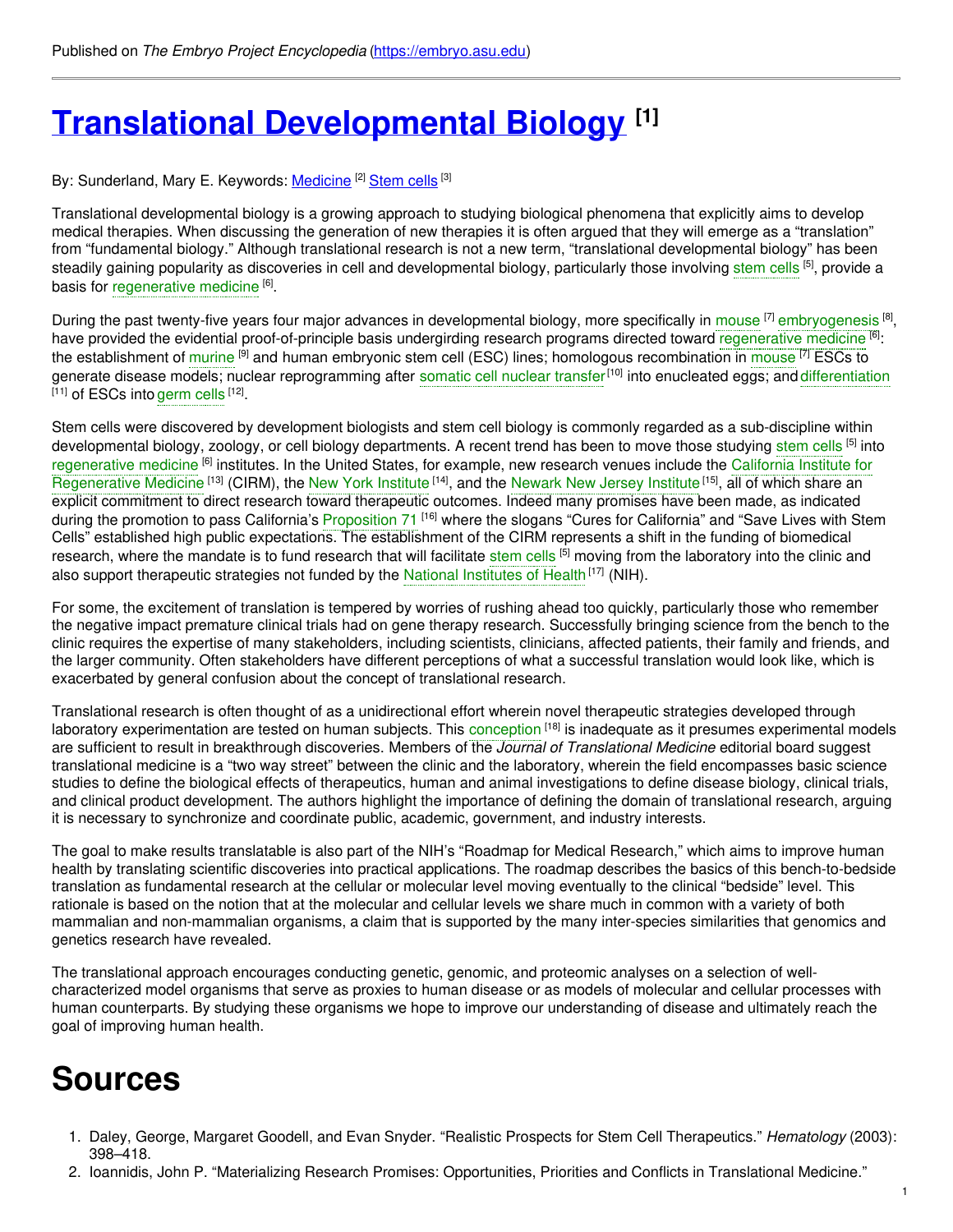Published on *The Embryo Project Encyclopedia* (https://embryo.asu.edu)

# Translational Developmental Biology [1]

By: Sunderland, Mary E. Keywords: Medicine [2] Stem cells [3]

Translational developmental biology is a growing approach to studying biological phenomena that explicitly aims to develop medical therapies. When discussing the generation of new therapies it is often argued that they will emerge as a "translation" from "fundamental biology." Although translational research is not a new term, "translational developmental biology" has been steadily gaining popularity as discoveries in cell and developmental biology, particularly those involving stem cells [5], provide a basis for regenerative medicine [6].

During the past twenty-five years four major advances in developmental biology, more specifically in mouse [7] embryogenesis [8], have provided the evidential proof-of-principle basis undergirding research programs directed toward regenerative medicine [6]: the establishment of murine [9] and human embryonic stem cell (ESC) lines; homologous recombination in mouse [7] ESCs to generate disease models; nuclear reprogramming after somatic cell nuclear transfer [10] into enucleated eggs; and differentiation [11] of ESCs into germ cells [12].

Stem cells were discovered by development biologists and stem cell biology is commonly regarded as a sub-discipline within developmental biology, zoology, or cell biology departments. A recent trend has been to move those studying stem cells [5] into regenerative medicine [6] institutes. In the United States, for example, new research venues include the California Institute for Regenerative Medicine [13] (CIRM), the New York Institute [14], and the Newark New Jersey Institute [15], all of which share an explicit commitment to direct research toward therapeutic outcomes. Indeed many promises have been made, as indicated during the promotion to pass California's Proposition 71 [16] where the slogans "Cures for California" and "Save Lives with Stem Cells" established high public expectations. The establishment of the CIRM represents a shift in the funding of biomedical research, where the mandate is to fund research that will facilitate stem cells [5] moving from the laboratory into the clinic and also support therapeutic strategies not funded by the National Institutes of Health [17] (NIH).

For some, the excitement of translation is tempered by worries of rushing ahead too quickly, particularly those who remember the negative impact premature clinical trials had on gene therapy research. Successfully bringing science from the bench to the clinic requires the expertise of many stakeholders, including scientists, clinicians, affected patients, their family and friends, and the larger community. Often stakeholders have different perceptions of what a successful translation would look like, which is exacerbated by general confusion about the concept of translational research.

Translational research is often thought of as a unidirectional effort wherein novel therapeutic strategies developed through laboratory experimentation are tested on human subjects. This conception [18] is inadequate as it presumes experimental models are sufficient to result in breakthrough discoveries. Members of the *Journal of Translational Medicine* editorial board suggest translational medicine is a "two way street" between the clinic and the laboratory, wherein the field encompasses basic science studies to define the biological effects of therapeutics, human and animal investigations to define disease biology, clinical trials, and clinical product development. The authors highlight the importance of defining the domain of translational research, arguing it is necessary to synchronize and coordinate public, academic, government, and industry interests.

The goal to make results translatable is also part of the NIH's "Roadmap for Medical Research," which aims to improve human health by translating scientific discoveries into practical applications. The roadmap describes the basics of this bench-to-bedside translation as fundamental research at the cellular or molecular level moving eventually to the clinical "bedside" level. This rationale is based on the notion that at the molecular and cellular levels we share much in common with a variety of both mammalian and non-mammalian organisms, a claim that is supported by the many inter-species similarities that genomics and genetics research have revealed.

The translational approach encourages conducting genetic, genomic, and proteomic analyses on a selection of well-characterized model organisms that serve as proxies to human disease or as models of molecular and cellular processes with human counterparts. By studying these organisms we hope to improve our understanding of disease and ultimately reach the goal of improving human health.

# Sources

1. Daley, George, Margaret Goodell, and Evan Snyder. "Realistic Prospects for Stem Cell Therapeutics." *Hematology* (2003): 398–418.
2. Ioannidis, John P. "Materializing Research Promises: Opportunities, Priorities and Conflicts in Translational Medicine."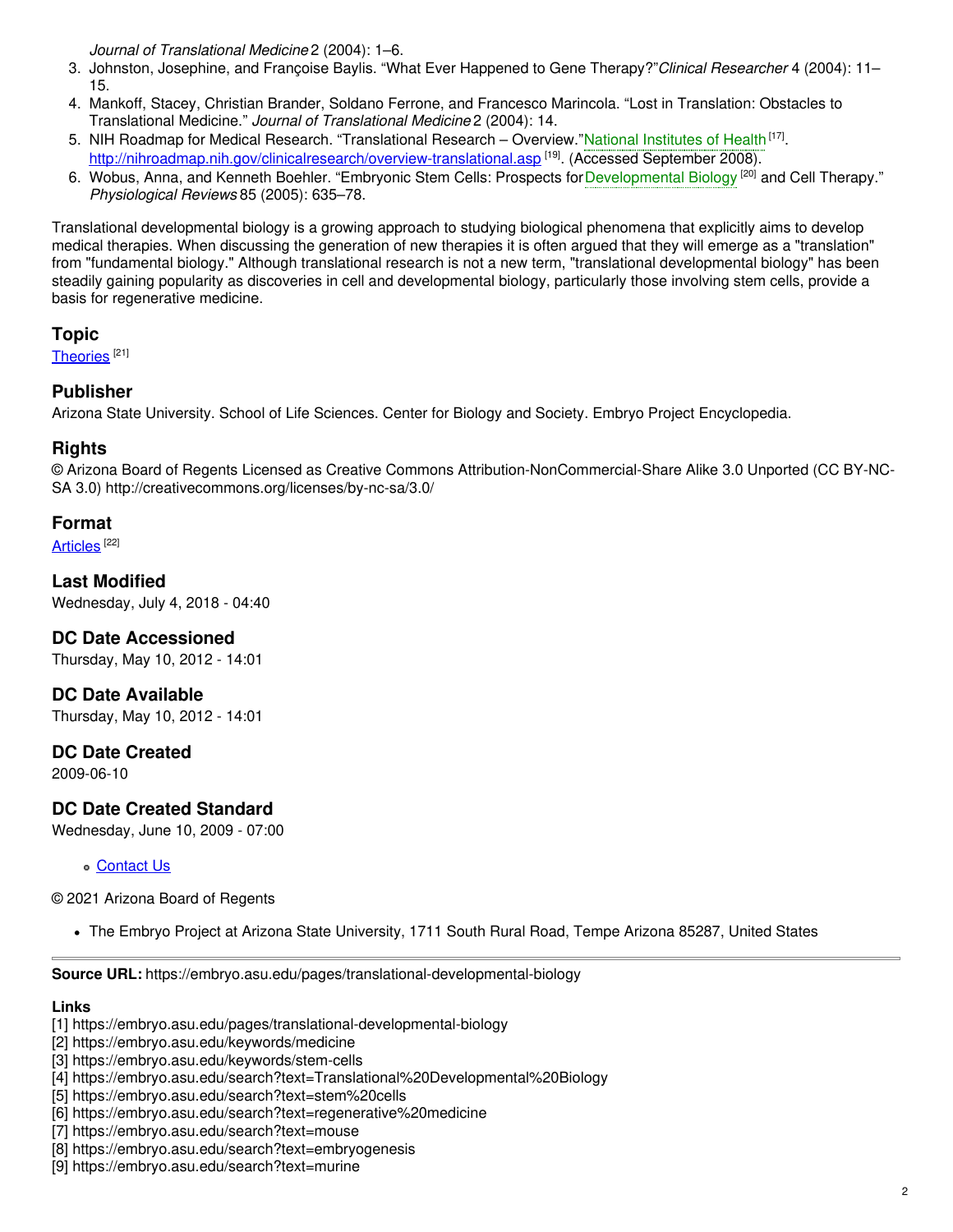*Journal of Translational Medicine* 2 (2004): 1–6.

3. Johnston, Josephine, and Françoise Baylis. "What Ever Happened to Gene Therapy?" *Clinical Researcher* 4 (2004): 11–15.
4. Mankoff, Stacey, Christian Brander, Soldano Ferrone, and Francesco Marincola. "Lost in Translation: Obstacles to Translational Medicine." *Journal of Translational Medicine* 2 (2004): 14.
5. NIH Roadmap for Medical Research. "Translational Research – Overview." National Institutes of Health [17]. http://nihroadmap.nih.gov/clinicalresearch/overview-translational.asp [19]. (Accessed September 2008).
6. Wobus, Anna, and Kenneth Boehler. "Embryonic Stem Cells: Prospects for Developmental Biology [20] and Cell Therapy." *Physiological Reviews* 85 (2005): 635–78.

Translational developmental biology is a growing approach to studying biological phenomena that explicitly aims to develop medical therapies. When discussing the generation of new therapies it is often argued that they will emerge as a "translation" from "fundamental biology." Although translational research is not a new term, "translational developmental biology" has been steadily gaining popularity as discoveries in cell and developmental biology, particularly those involving stem cells, provide a basis for regenerative medicine.

## Topic

Theories [21]

## Publisher

Arizona State University. School of Life Sciences. Center for Biology and Society. Embryo Project Encyclopedia.

## Rights

© Arizona Board of Regents Licensed as Creative Commons Attribution-NonCommercial-Share Alike 3.0 Unported (CC BY-NC-SA 3.0) http://creativecommons.org/licenses/by-nc-sa/3.0/

## Format

Articles [22]

## Last Modified

Wednesday, July 4, 2018 - 04:40

## DC Date Accessioned

Thursday, May 10, 2012 - 14:01

## DC Date Available

Thursday, May 10, 2012 - 14:01

## DC Date Created

2009-06-10

## DC Date Created Standard

Wednesday, June 10, 2009 - 07:00

- Contact Us

© 2021 Arizona Board of Regents

- The Embryo Project at Arizona State University, 1711 South Rural Road, Tempe Arizona 85287, United States

---

**Source URL:** https://embryo.asu.edu/pages/translational-developmental-biology

**Links**

[1] https://embryo.asu.edu/pages/translational-developmental-biology
[2] https://embryo.asu.edu/keywords/medicine
[3] https://embryo.asu.edu/keywords/stem-cells
[4] https://embryo.asu.edu/search?text=Translational%20Developmental%20Biology
[5] https://embryo.asu.edu/search?text=stem%20cells
[6] https://embryo.asu.edu/search?text=regenerative%20medicine
[7] https://embryo.asu.edu/search?text=mouse
[8] https://embryo.asu.edu/search?text=embryogenesis
[9] https://embryo.asu.edu/search?text=murine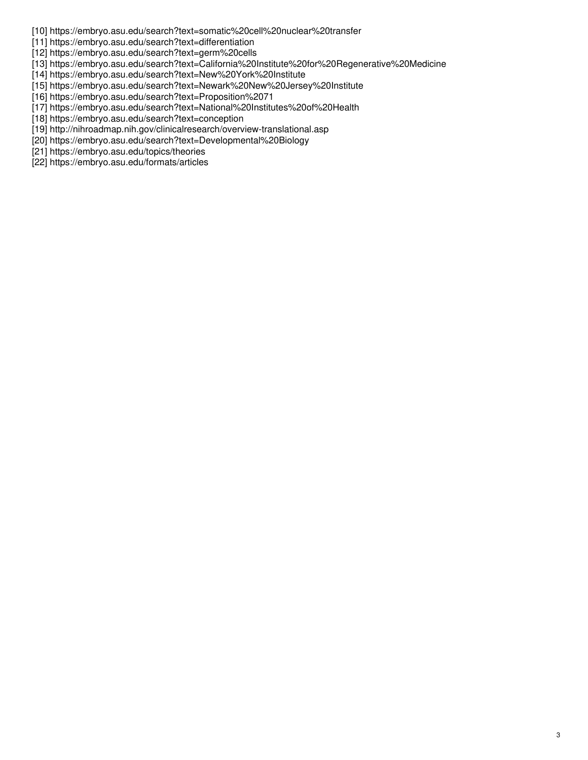[10] https://embryo.asu.edu/search?text=somatic%20cell%20nuclear%20transfer
[11] https://embryo.asu.edu/search?text=differentiation
[12] https://embryo.asu.edu/search?text=germ%20cells
[13] https://embryo.asu.edu/search?text=California%20Institute%20for%20Regenerative%20Medicine
[14] https://embryo.asu.edu/search?text=New%20York%20Institute
[15] https://embryo.asu.edu/search?text=Newark%20New%20Jersey%20Institute
[16] https://embryo.asu.edu/search?text=Proposition%2071
[17] https://embryo.asu.edu/search?text=National%20Institutes%20of%20Health
[18] https://embryo.asu.edu/search?text=conception
[19] http://nihroadmap.nih.gov/clinicalresearch/overview-translational.asp
[20] https://embryo.asu.edu/search?text=Developmental%20Biology
[21] https://embryo.asu.edu/topics/theories
[22] https://embryo.asu.edu/formats/articles